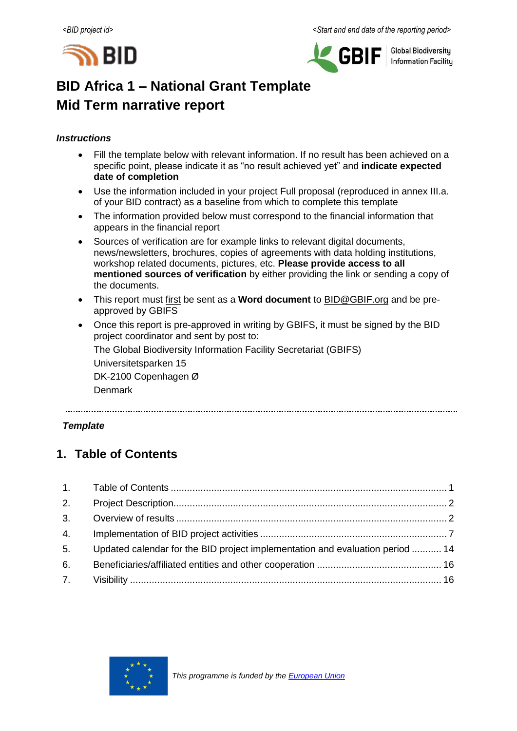<BID project id> <Start and end date of the reporting period>

# BID Africa 1 – National Grant Template
# Mid Term narrative report

### *Instructions*

- Fill the template below with relevant information. If no result has been achieved on a specific point, please indicate it as "no result achieved yet" and **indicate expected date of completion**
- Use the information included in your project Full proposal (reproduced in annex III.a. of your BID contract) as a baseline from which to complete this template
- The information provided below must correspond to the financial information that appears in the financial report
- Sources of verification are for example links to relevant digital documents, news/newsletters, brochures, copies of agreements with data holding institutions, workshop related documents, pictures, etc. **Please provide access to all mentioned sources of verification** by either providing the link or sending a copy of the documents.
- This report must first be sent as a **Word document** to BID@GBIF.org and be pre-approved by GBIFS
- Once this report is pre-approved in writing by GBIFS, it must be signed by the BID project coordinator and sent by post to:

  The Global Biodiversity Information Facility Secretariat (GBIFS)
  Universitetsparken 15
  DK-2100 Copenhagen Ø
  Denmark

---

### *Template*

## 1. Table of Contents

| | | |
|---|---|---|
| 1. | Table of Contents | 1 |
| 2. | Project Description | 2 |
| 3. | Overview of results | 2 |
| 4. | Implementation of BID project activities | 7 |
| 5. | Updated calendar for the BID project implementation and evaluation period | 14 |
| 6. | Beneficiaries/affiliated entities and other cooperation | 16 |
| 7. | Visibility | 16 |

*This programme is funded by the European Union*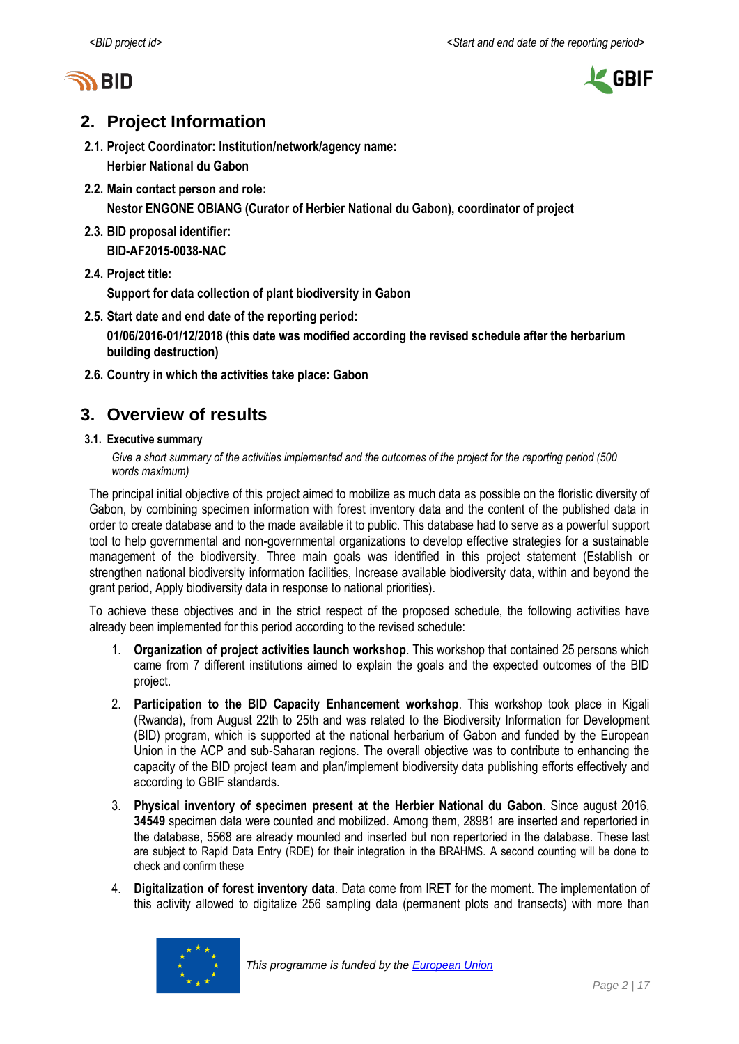## 2. Project Information

**2.1. Project Coordinator: Institution/network/agency name:**

**Herbier National du Gabon**

**2.2. Main contact person and role:**

**Nestor ENGONE OBIANG (Curator of Herbier National du Gabon), coordinator of project**

**2.3. BID proposal identifier:**

**BID-AF2015-0038-NAC**

**2.4. Project title:**

**Support for data collection of plant biodiversity in Gabon**

**2.5. Start date and end date of the reporting period:**

**01/06/2016-01/12/2018 (this date was modified according the revised schedule after the herbarium building destruction)**

**2.6. Country in which the activities take place: Gabon**

## 3. Overview of results

**3.1. Executive summary**

*Give a short summary of the activities implemented and the outcomes of the project for the reporting period (500 words maximum)*

The principal initial objective of this project aimed to mobilize as much data as possible on the floristic diversity of Gabon, by combining specimen information with forest inventory data and the content of the published data in order to create database and to the made available it to public. This database had to serve as a powerful support tool to help governmental and non-governmental organizations to develop effective strategies for a sustainable management of the biodiversity. Three main goals was identified in this project statement (Establish or strengthen national biodiversity information facilities, Increase available biodiversity data, within and beyond the grant period, Apply biodiversity data in response to national priorities).

To achieve these objectives and in the strict respect of the proposed schedule, the following activities have already been implemented for this period according to the revised schedule:

1. **Organization of project activities launch workshop**. This workshop that contained 25 persons which came from 7 different institutions aimed to explain the goals and the expected outcomes of the BID project.
2. **Participation to the BID Capacity Enhancement workshop**. This workshop took place in Kigali (Rwanda), from August 22th to 25th and was related to the Biodiversity Information for Development (BID) program, which is supported at the national herbarium of Gabon and funded by the European Union in the ACP and sub-Saharan regions. The overall objective was to contribute to enhancing the capacity of the BID project team and plan/implement biodiversity data publishing efforts effectively and according to GBIF standards.
3. **Physical inventory of specimen present at the Herbier National du Gabon**. Since august 2016, **34549** specimen data were counted and mobilized. Among them, 28981 are inserted and repertoried in the database, 5568 are already mounted and inserted but non repertoried in the database. These last are subject to Rapid Data Entry (RDE) for their integration in the BRAHMS. A second counting will be done to check and confirm these
4. **Digitalization of forest inventory data**. Data come from IRET for the moment. The implementation of this activity allowed to digitalize 256 sampling data (permanent plots and transects) with more than

*This programme is funded by the European Union*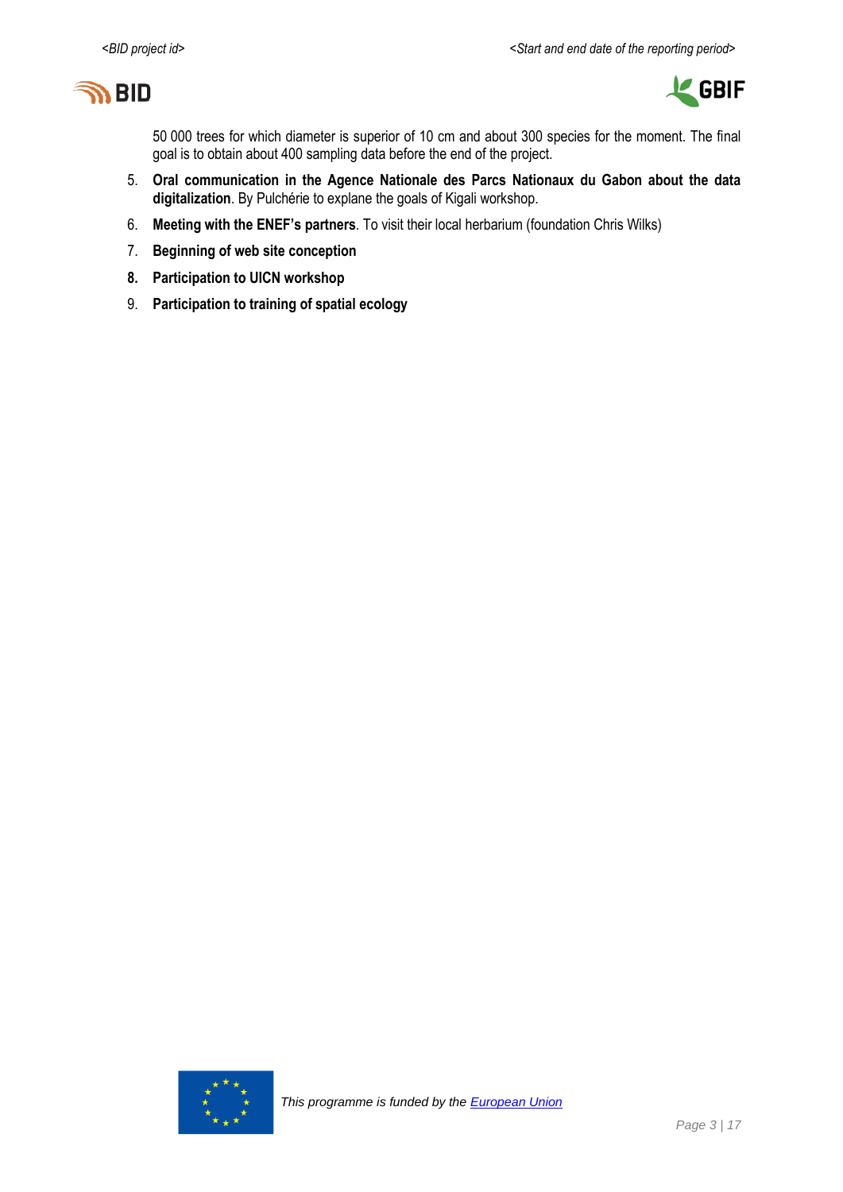50 000 trees for which diameter is superior of 10 cm and about 300 species for the moment. The final goal is to obtain about 400 sampling data before the end of the project.

5. **Oral communication in the Agence Nationale des Parcs Nationaux du Gabon about the data digitalization**. By Pulchérie to explane the goals of Kigali workshop.
6. **Meeting with the ENEF's partners**. To visit their local herbarium (foundation Chris Wilks)
7. **Beginning of web site conception**
8. **Participation to UICN workshop**
9. **Participation to training of spatial ecology**

*This programme is funded by the* [*European Union*]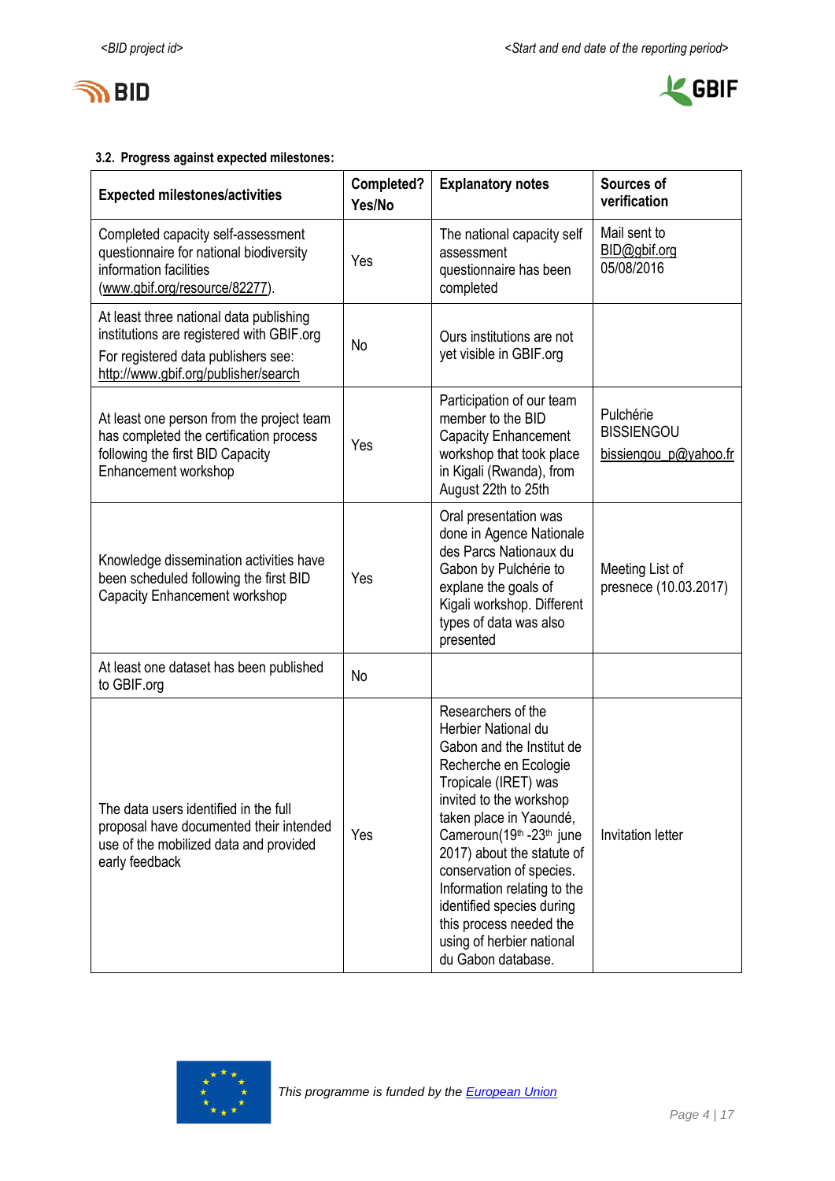### 3.2. Progress against expected milestones:

| Expected milestones/activities | Completed? Yes/No | Explanatory notes | Sources of verification |
|---|---|---|---|
| Completed capacity self-assessment questionnaire for national biodiversity information facilities (www.gbif.org/resource/82277). | Yes | The national capacity self assessment questionnaire has been completed | Mail sent to BID@gbif.org 05/08/2016 |
| At least three national data publishing institutions are registered with GBIF.org For registered data publishers see: http://www.gbif.org/publisher/search | No | Ours institutions are not yet visible in GBIF.org | |
| At least one person from the project team has completed the certification process following the first BID Capacity Enhancement workshop | Yes | Participation of our team member to the BID Capacity Enhancement workshop that took place in Kigali (Rwanda), from August 22th to 25th | Pulchérie BISSIENGOU bissiengou_p@yahoo.fr |
| Knowledge dissemination activities have been scheduled following the first BID Capacity Enhancement workshop | Yes | Oral presentation was done in Agence Nationale des Parcs Nationaux du Gabon by Pulchérie to explane the goals of Kigali workshop. Different types of data was also presented | Meeting List of presnece (10.03.2017) |
| At least one dataset has been published to GBIF.org | No | | |
| The data users identified in the full proposal have documented their intended use of the mobilized data and provided early feedback | Yes | Researchers of the Herbier National du Gabon and the Institut de Recherche en Ecologie Tropicale (IRET) was invited to the workshop taken place in Yaoundé, Cameroun(19th -23th june 2017) about the statute of conservation of species. Information relating to the identified species during this process needed the using of herbier national du Gabon database. | Invitation letter |

*This programme is funded by the European Union*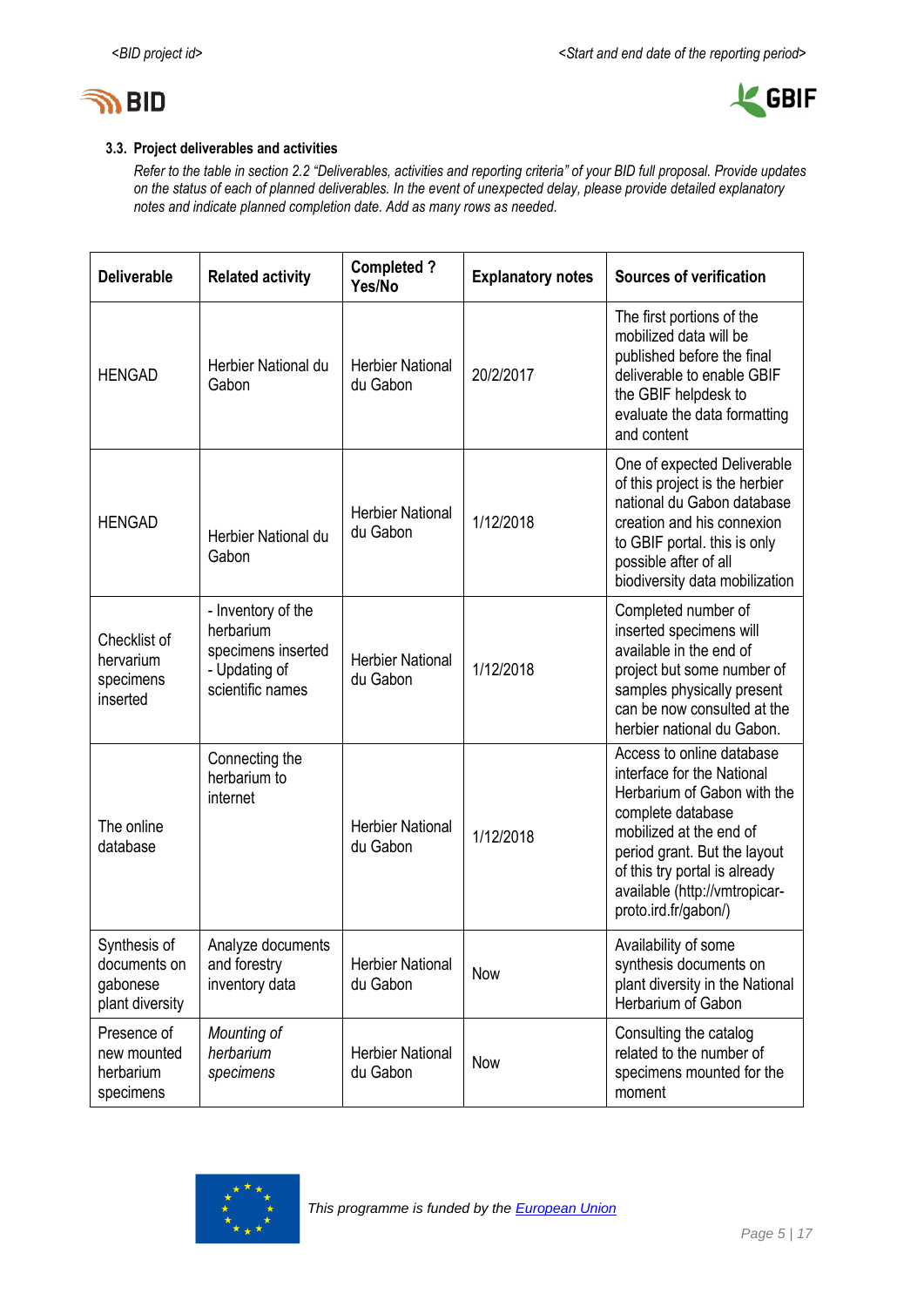### 3.3. Project deliverables and activities

*Refer to the table in section 2.2 "Deliverables, activities and reporting criteria" of your BID full proposal. Provide updates on the status of each of planned deliverables. In the event of unexpected delay, please provide detailed explanatory notes and indicate planned completion date. Add as many rows as needed.*

| Deliverable | Related activity | Completed ? Yes/No | Explanatory notes | Sources of verification |
|---|---|---|---|---|
| HENGAD | Herbier National du Gabon | Herbier National du Gabon | 20/2/2017 | The first portions of the mobilized data will be published before the final deliverable to enable GBIF the GBIF helpdesk to evaluate the data formatting and content |
| HENGAD | Herbier National du Gabon | Herbier National du Gabon | 1/12/2018 | One of expected Deliverable of this project is the herbier national du Gabon database creation and his connexion to GBIF portal. this is only possible after of all biodiversity data mobilization |
| Checklist of hervarium specimens inserted | - Inventory of the herbarium specimens inserted<br>- Updating of scientific names | Herbier National du Gabon | 1/12/2018 | Completed number of inserted specimens will available in the end of project but some number of samples physically present can be now consulted at the herbier national du Gabon. |
| The online database | Connecting the herbarium to internet | Herbier National du Gabon | 1/12/2018 | Access to online database interface for the National Herbarium of Gabon with the complete database mobilized at the end of period grant. But the layout of this try portal is already available (http://vmtropicar-proto.ird.fr/gabon/) |
| Synthesis of documents on gabonese plant diversity | Analyze documents and forestry inventory data | Herbier National du Gabon | Now | Availability of some synthesis documents on plant diversity in the National Herbarium of Gabon |
| Presence of new mounted herbarium specimens | *Mounting of herbarium specimens* | Herbier National du Gabon | Now | Consulting the catalog related to the number of specimens mounted for the moment |

This programme is funded by the European Union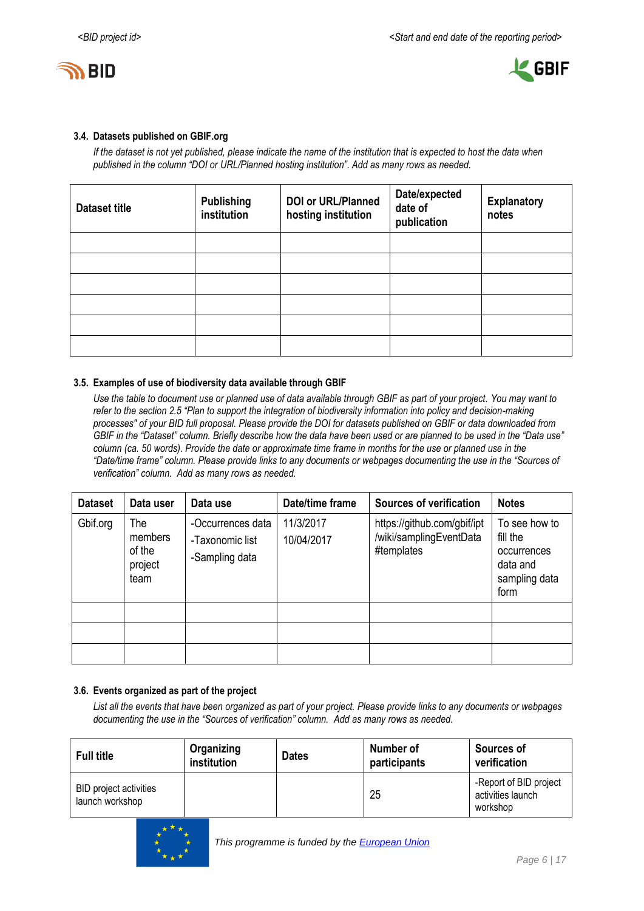### 3.4. Datasets published on GBIF.org

*If the dataset is not yet published, please indicate the name of the institution that is expected to host the data when published in the column "DOI or URL/Planned hosting institution". Add as many rows as needed.*

| Dataset title | Publishing institution | DOI or URL/Planned hosting institution | Date/expected date of publication | Explanatory notes |
|---|---|---|---|---|
| | | | | |
| | | | | |
| | | | | |
| | | | | |
| | | | | |
| | | | | |

### 3.5. Examples of use of biodiversity data available through GBIF

*Use the table to document use or planned use of data available through GBIF as part of your project. You may want to refer to the section 2.5 "Plan to support the integration of biodiversity information into policy and decision-making processes" of your BID full proposal. Please provide the DOI for datasets published on GBIF or data downloaded from GBIF in the "Dataset" column. Briefly describe how the data have been used or are planned to be used in the "Data use" column (ca. 50 words). Provide the date or approximate time frame in months for the use or planned use in the "Date/time frame" column. Please provide links to any documents or webpages documenting the use in the "Sources of verification" column. Add as many rows as needed.*

| Dataset | Data user | Data use | Date/time frame | Sources of verification | Notes |
|---|---|---|---|---|---|
| Gbif.org | The members of the project team | -Occurrences data<br>-Taxonomic list<br>-Sampling data | 11/3/2017<br>10/04/2017 | https://github.com/gbif/ipt/wiki/samplingEventData#templates | To see how to fill the occurrences data and sampling data form |
| | | | | | |
| | | | | | |
| | | | | | |

### 3.6. Events organized as part of the project

*List all the events that have been organized as part of your project. Please provide links to any documents or webpages documenting the use in the "Sources of verification" column. Add as many rows as needed.*

| Full title | Organizing institution | Dates | Number of participants | Sources of verification |
|---|---|---|---|---|
| BID project activities launch workshop | | | 25 | -Report of BID project activities launch workshop |

This programme is funded by the European Union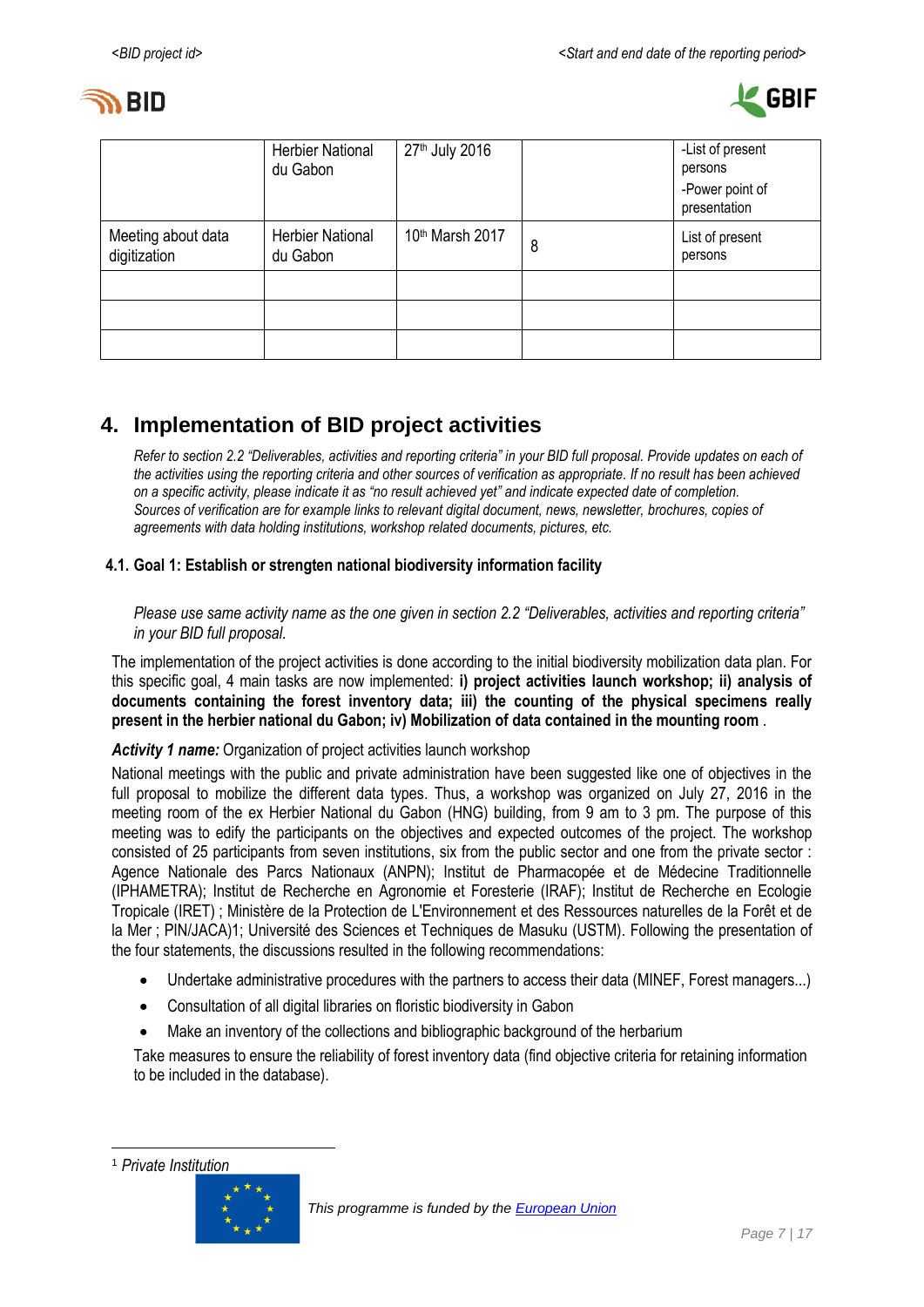| | | | | |
|---|---|---|---|---|
| | Herbier National du Gabon | 27th July 2016 | | -List of present persons<br>-Power point of presentation |
| Meeting about data digitization | Herbier National du Gabon | 10th Marsh 2017 | 8 | List of present persons |
| | | | | |
| | | | | |
| | | | | |

# 4. Implementation of BID project activities

*Refer to section 2.2 "Deliverables, activities and reporting criteria" in your BID full proposal. Provide updates on each of the activities using the reporting criteria and other sources of verification as appropriate. If no result has been achieved on a specific activity, please indicate it as "no result achieved yet" and indicate expected date of completion. Sources of verification are for example links to relevant digital document, news, newsletter, brochures, copies of agreements with data holding institutions, workshop related documents, pictures, etc.*

## 4.1. Goal 1: Establish or strengten national biodiversity information facility

*Please use same activity name as the one given in section 2.2 "Deliverables, activities and reporting criteria" in your BID full proposal.*

The implementation of the project activities is done according to the initial biodiversity mobilization data plan. For this specific goal, 4 main tasks are now implemented: **i) project activities launch workshop; ii) analysis of documents containing the forest inventory data; iii) the counting of the physical specimens really present in the herbier national du Gabon; iv) Mobilization of data contained in the mounting room** .

***Activity 1 name:*** Organization of project activities launch workshop

National meetings with the public and private administration have been suggested like one of objectives in the full proposal to mobilize the different data types. Thus, a workshop was organized on July 27, 2016 in the meeting room of the ex Herbier National du Gabon (HNG) building, from 9 am to 3 pm. The purpose of this meeting was to edify the participants on the objectives and expected outcomes of the project. The workshop consisted of 25 participants from seven institutions, six from the public sector and one from the private sector : Agence Nationale des Parcs Nationaux (ANPN); Institut de Pharmacopée et de Médecine Traditionnelle (IPHAMETRA); Institut de Recherche en Agronomie et Foresterie (IRAF); Institut de Recherche en Ecologie Tropicale (IRET) ; Ministère de la Protection de L'Environnement et des Ressources naturelles de la Forêt et de la Mer ; PIN/JACA)[1]; Université des Sciences et Techniques de Masuku (USTM). Following the presentation of the four statements, the discussions resulted in the following recommendations:

- Undertake administrative procedures with the partners to access their data (MINEF, Forest managers...)
- Consultation of all digital libraries on floristic biodiversity in Gabon
- Make an inventory of the collections and bibliographic background of the herbarium

Take measures to ensure the reliability of forest inventory data (find objective criteria for retaining information to be included in the database).

[1] *Private Institution*

*This programme is funded by the European Union*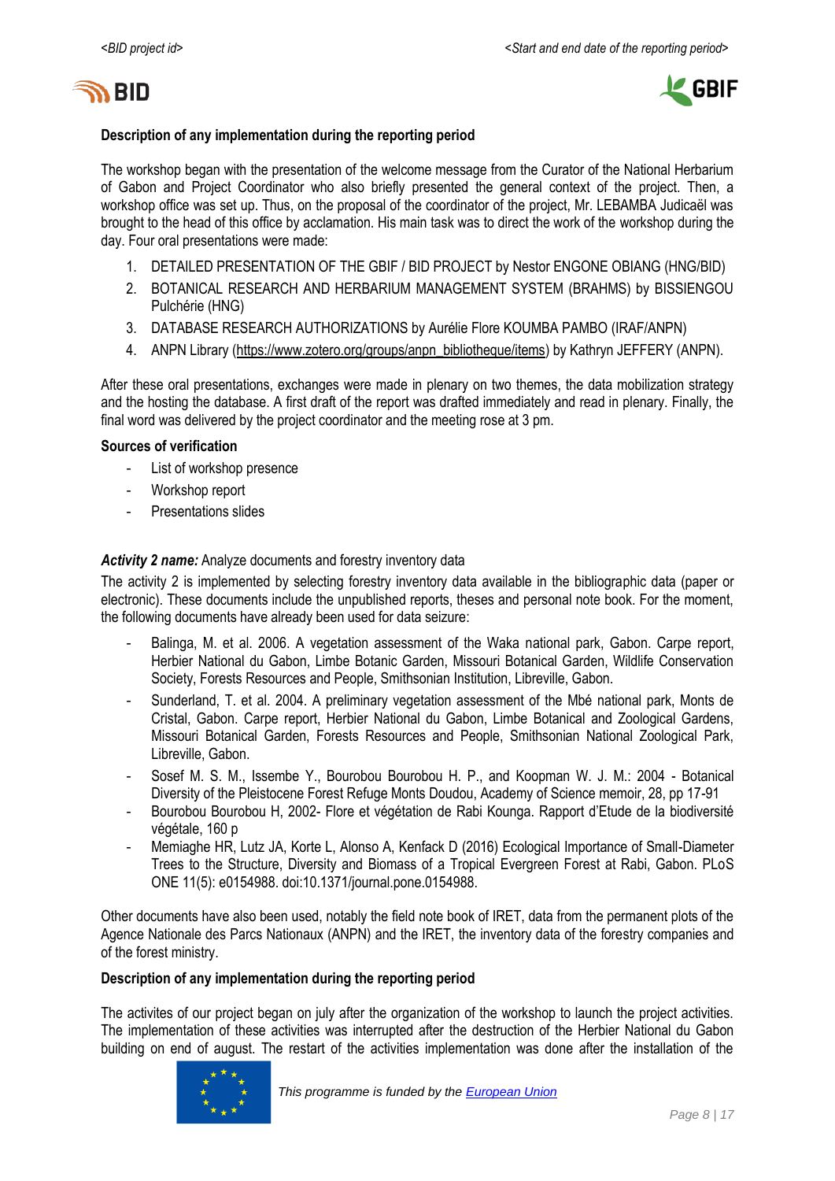**Description of any implementation during the reporting period**

The workshop began with the presentation of the welcome message from the Curator of the National Herbarium of Gabon and Project Coordinator who also briefly presented the general context of the project. Then, a workshop office was set up. Thus, on the proposal of the coordinator of the project, Mr. LEBAMBA Judicaël was brought to the head of this office by acclamation. His main task was to direct the work of the workshop during the day. Four oral presentations were made:

1. DETAILED PRESENTATION OF THE GBIF / BID PROJECT by Nestor ENGONE OBIANG (HNG/BID)
2. BOTANICAL RESEARCH AND HERBARIUM MANAGEMENT SYSTEM (BRAHMS) by BISSIENGOU Pulchérie (HNG)
3. DATABASE RESEARCH AUTHORIZATIONS by Aurélie Flore KOUMBA PAMBO (IRAF/ANPN)
4. ANPN Library (https://www.zotero.org/groups/anpn_bibliotheque/items) by Kathryn JEFFERY (ANPN).

After these oral presentations, exchanges were made in plenary on two themes, the data mobilization strategy and the hosting the database. A first draft of the report was drafted immediately and read in plenary. Finally, the final word was delivered by the project coordinator and the meeting rose at 3 pm.

**Sources of verification**

- List of workshop presence
- Workshop report
- Presentations slides

***Activity 2 name:*** Analyze documents and forestry inventory data

The activity 2 is implemented by selecting forestry inventory data available in the bibliographic data (paper or electronic). These documents include the unpublished reports, theses and personal note book. For the moment, the following documents have already been used for data seizure:

- Balinga, M. et al. 2006. A vegetation assessment of the Waka national park, Gabon. Carpe report, Herbier National du Gabon, Limbe Botanic Garden, Missouri Botanical Garden, Wildlife Conservation Society, Forests Resources and People, Smithsonian Institution, Libreville, Gabon.
- Sunderland, T. et al. 2004. A preliminary vegetation assessment of the Mbé national park, Monts de Cristal, Gabon. Carpe report, Herbier National du Gabon, Limbe Botanical and Zoological Gardens, Missouri Botanical Garden, Forests Resources and People, Smithsonian National Zoological Park, Libreville, Gabon.
- Sosef M. S. M., Issembe Y., Bourobou Bourobou H. P., and Koopman W. J. M.: 2004 - Botanical Diversity of the Pleistocene Forest Refuge Monts Doudou, Academy of Science memoir, 28, pp 17-91
- Bourobou Bourobou H, 2002- Flore et végétation de Rabi Kounga. Rapport d'Etude de la biodiversité végétale, 160 p
- Memiaghe HR, Lutz JA, Korte L, Alonso A, Kenfack D (2016) Ecological Importance of Small-Diameter Trees to the Structure, Diversity and Biomass of a Tropical Evergreen Forest at Rabi, Gabon. PLoS ONE 11(5): e0154988. doi:10.1371/journal.pone.0154988.

Other documents have also been used, notably the field note book of IRET, data from the permanent plots of the Agence Nationale des Parcs Nationaux (ANPN) and the IRET, the inventory data of the forestry companies and of the forest ministry.

**Description of any implementation during the reporting period**

The activites of our project began on july after the organization of the workshop to launch the project activities. The implementation of these activities was interrupted after the destruction of the Herbier National du Gabon building on end of august. The restart of the activities implementation was done after the installation of the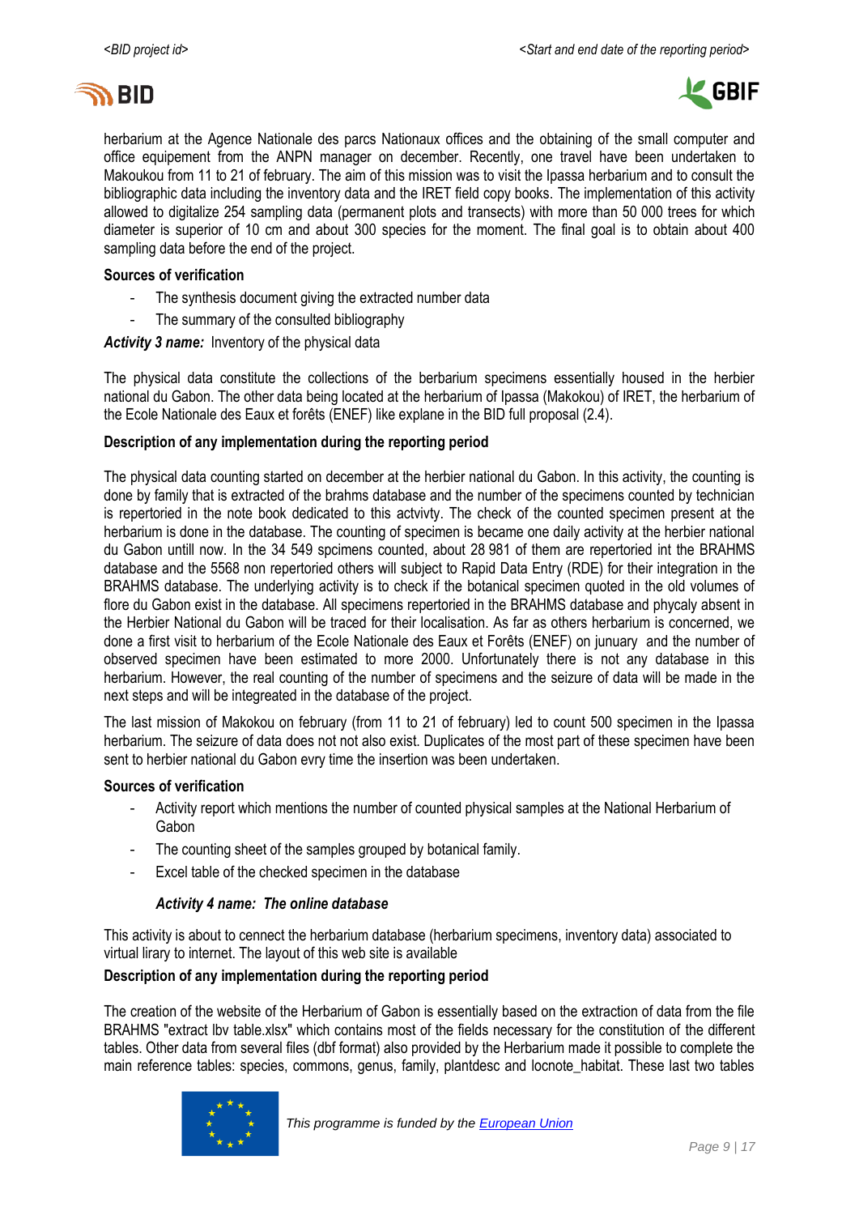herbarium at the Agence Nationale des parcs Nationaux offices and the obtaining of the small computer and office equipement from the ANPN manager on december. Recently, one travel have been undertaken to Makoukou from 11 to 21 of february. The aim of this mission was to visit the Ipassa herbarium and to consult the bibliographic data including the inventory data and the IRET field copy books. The implementation of this activity allowed to digitalize 254 sampling data (permanent plots and transects) with more than 50 000 trees for which diameter is superior of 10 cm and about 300 species for the moment. The final goal is to obtain about 400 sampling data before the end of the project.

**Sources of verification**

- The synthesis document giving the extracted number data
- The summary of the consulted bibliography

***Activity 3 name:*** Inventory of the physical data

The physical data constitute the collections of the berbarium specimens essentially housed in the herbier national du Gabon. The other data being located at the herbarium of Ipassa (Makokou) of IRET, the herbarium of the Ecole Nationale des Eaux et forêts (ENEF) like explane in the BID full proposal (2.4).

**Description of any implementation during the reporting period**

The physical data counting started on december at the herbier national du Gabon. In this activity, the counting is done by family that is extracted of the brahms database and the number of the specimens counted by technician is repertoried in the note book dedicated to this actvivty. The check of the counted specimen present at the herbarium is done in the database. The counting of specimen is became one daily activity at the herbier national du Gabon untill now. In the 34 549 spcimens counted, about 28 981 of them are repertoried int the BRAHMS database and the 5568 non repertoried others will subject to Rapid Data Entry (RDE) for their integration in the BRAHMS database. The underlying activity is to check if the botanical specimen quoted in the old volumes of flore du Gabon exist in the database. All specimens repertoried in the BRAHMS database and phycaly absent in the Herbier National du Gabon will be traced for their localisation. As far as others herbarium is concerned, we done a first visit to herbarium of the Ecole Nationale des Eaux et Forêts (ENEF) on junuary and the number of observed specimen have been estimated to more 2000. Unfortunately there is not any database in this herbarium. However, the real counting of the number of specimens and the seizure of data will be made in the next steps and will be integreated in the database of the project.

The last mission of Makokou on february (from 11 to 21 of february) led to count 500 specimen in the Ipassa herbarium. The seizure of data does not not also exist. Duplicates of the most part of these specimen have been sent to herbier national du Gabon evry time the insertion was been undertaken.

**Sources of verification**

- Activity report which mentions the number of counted physical samples at the National Herbarium of Gabon
- The counting sheet of the samples grouped by botanical family.
- Excel table of the checked specimen in the database

***Activity 4 name: The online database***

This activity is about to cennect the herbarium database (herbarium specimens, inventory data) associated to virtual lirary to internet. The layout of this web site is available

**Description of any implementation during the reporting period**

The creation of the website of the Herbarium of Gabon is essentially based on the extraction of data from the file BRAHMS "extract lbv table.xlsx" which contains most of the fields necessary for the constitution of the different tables. Other data from several files (dbf format) also provided by the Herbarium made it possible to complete the main reference tables: species, commons, genus, family, plantdesc and locnote_habitat. These last two tables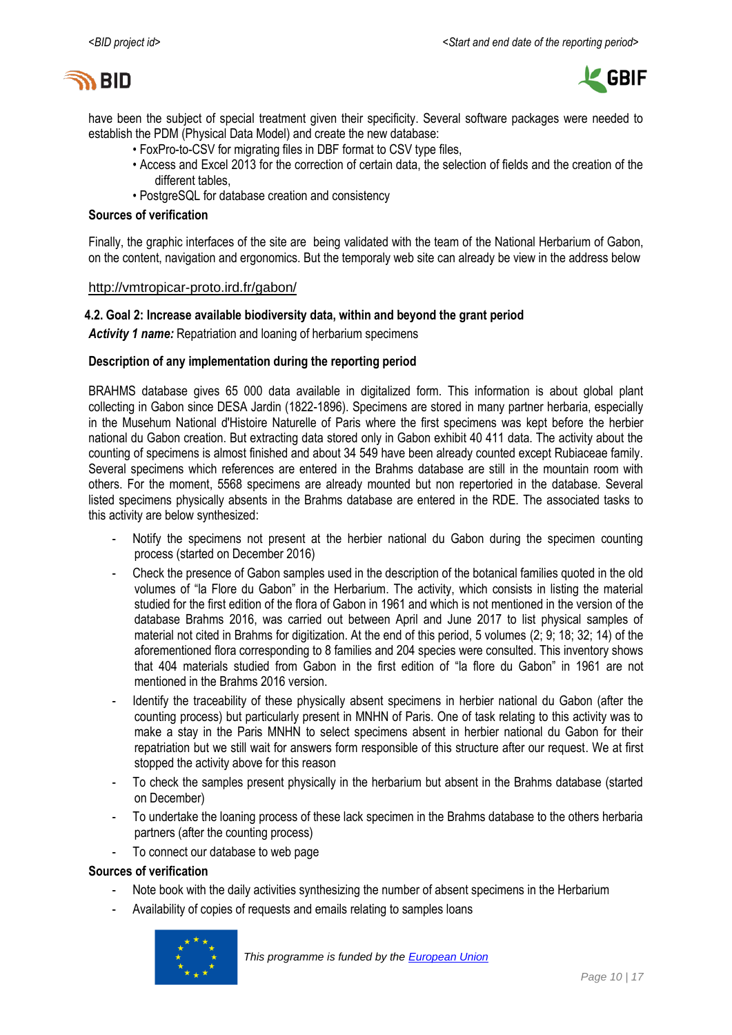have been the subject of special treatment given their specificity. Several software packages were needed to establish the PDM (Physical Data Model) and create the new database:

- FoxPro-to-CSV for migrating files in DBF format to CSV type files,
- Access and Excel 2013 for the correction of certain data, the selection of fields and the creation of the different tables,
- PostgreSQL for database creation and consistency

**Sources of verification**

Finally, the graphic interfaces of the site are being validated with the team of the National Herbarium of Gabon, on the content, navigation and ergonomics. But the temporaly web site can already be view in the address below

http://vmtropicar-proto.ird.fr/gabon/

### 4.2. Goal 2: Increase available biodiversity data, within and beyond the grant period

***Activity 1 name:*** Repatriation and loaning of herbarium specimens

**Description of any implementation during the reporting period**

BRAHMS database gives 65 000 data available in digitalized form. This information is about global plant collecting in Gabon since DESA Jardin (1822-1896). Specimens are stored in many partner herbaria, especially in the Musehum National d'Histoire Naturelle of Paris where the first specimens was kept before the herbier national du Gabon creation. But extracting data stored only in Gabon exhibit 40 411 data. The activity about the counting of specimens is almost finished and about 34 549 have been already counted except Rubiaceae family. Several specimens which references are entered in the Brahms database are still in the mountain room with others. For the moment, 5568 specimens are already mounted but non repertoried in the database. Several listed specimens physically absents in the Brahms database are entered in the RDE. The associated tasks to this activity are below synthesized:

- Notify the specimens not present at the herbier national du Gabon during the specimen counting process (started on December 2016)
- Check the presence of Gabon samples used in the description of the botanical families quoted in the old volumes of "la Flore du Gabon" in the Herbarium. The activity, which consists in listing the material studied for the first edition of the flora of Gabon in 1961 and which is not mentioned in the version of the database Brahms 2016, was carried out between April and June 2017 to list physical samples of material not cited in Brahms for digitization. At the end of this period, 5 volumes (2; 9; 18; 32; 14) of the aforementioned flora corresponding to 8 families and 204 species were consulted. This inventory shows that 404 materials studied from Gabon in the first edition of "la flore du Gabon" in 1961 are not mentioned in the Brahms 2016 version.
- Identify the traceability of these physically absent specimens in herbier national du Gabon (after the counting process) but particularly present in MNHN of Paris. One of task relating to this activity was to make a stay in the Paris MNHN to select specimens absent in herbier national du Gabon for their repatriation but we still wait for answers form responsible of this structure after our request. We at first stopped the activity above for this reason
- To check the samples present physically in the herbarium but absent in the Brahms database (started on December)
- To undertake the loaning process of these lack specimen in the Brahms database to the others herbaria partners (after the counting process)
- To connect our database to web page

**Sources of verification**

- Note book with the daily activities synthesizing the number of absent specimens in the Herbarium
- Availability of copies of requests and emails relating to samples loans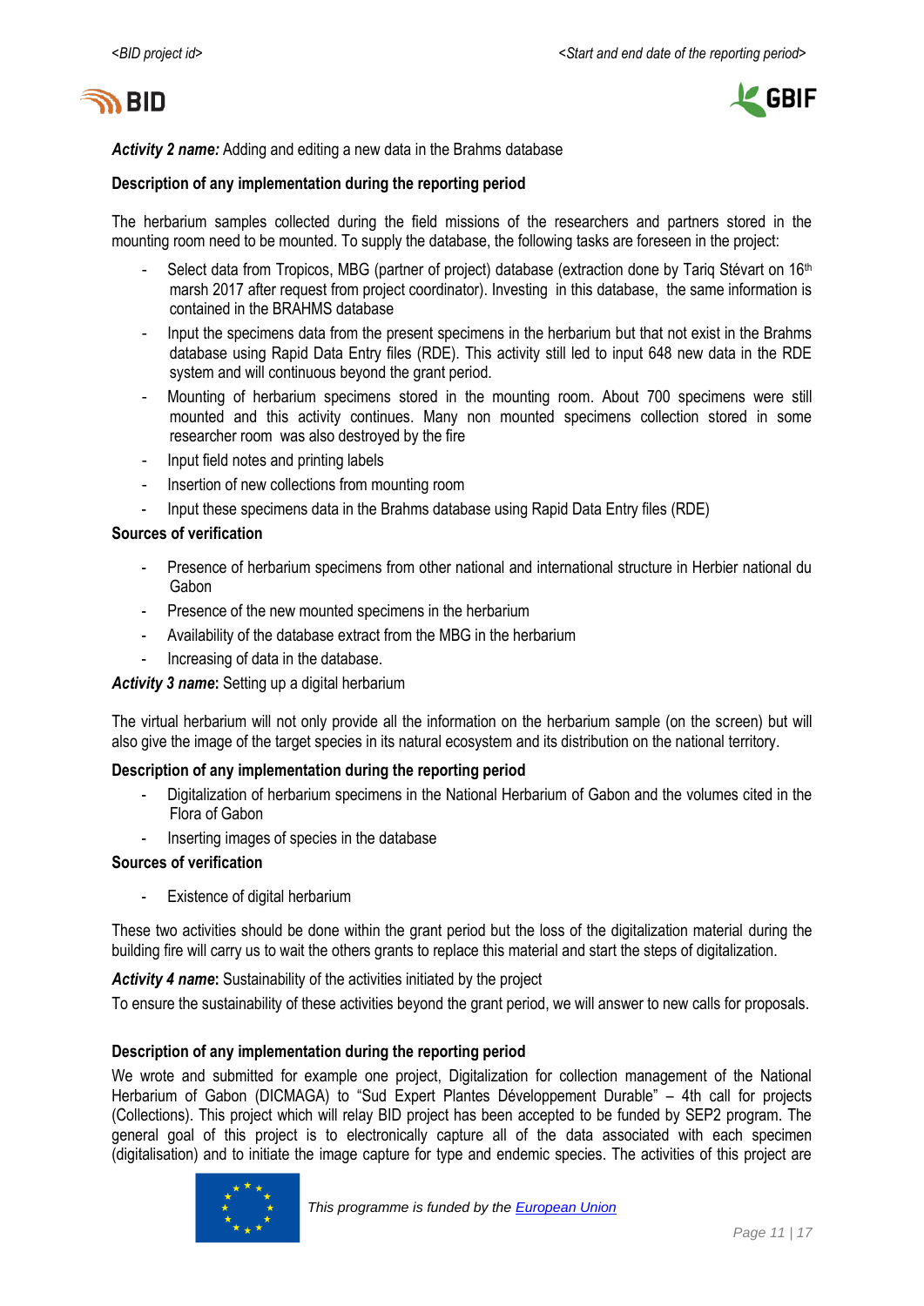***Activity 2 name:*** Adding and editing a new data in the Brahms database

**Description of any implementation during the reporting period**

The herbarium samples collected during the field missions of the researchers and partners stored in the mounting room need to be mounted. To supply the database, the following tasks are foreseen in the project:

- Select data from Tropicos, MBG (partner of project) database (extraction done by Tariq Stévart on 16th marsh 2017 after request from project coordinator). Investing in this database, the same information is contained in the BRAHMS database
- Input the specimens data from the present specimens in the herbarium but that not exist in the Brahms database using Rapid Data Entry files (RDE). This activity still led to input 648 new data in the RDE system and will continuous beyond the grant period.
- Mounting of herbarium specimens stored in the mounting room. About 700 specimens were still mounted and this activity continues. Many non mounted specimens collection stored in some researcher room was also destroyed by the fire
- Input field notes and printing labels
- Insertion of new collections from mounting room
- Input these specimens data in the Brahms database using Rapid Data Entry files (RDE)

**Sources of verification**

- Presence of herbarium specimens from other national and international structure in Herbier national du Gabon
- Presence of the new mounted specimens in the herbarium
- Availability of the database extract from the MBG in the herbarium
- Increasing of data in the database.

***Activity 3 name*****:** Setting up a digital herbarium

The virtual herbarium will not only provide all the information on the herbarium sample (on the screen) but will also give the image of the target species in its natural ecosystem and its distribution on the national territory.

**Description of any implementation during the reporting period**

- Digitalization of herbarium specimens in the National Herbarium of Gabon and the volumes cited in the Flora of Gabon
- Inserting images of species in the database

**Sources of verification**

- Existence of digital herbarium

These two activities should be done within the grant period but the loss of the digitalization material during the building fire will carry us to wait the others grants to replace this material and start the steps of digitalization.

***Activity 4 name*****:** Sustainability of the activities initiated by the project

To ensure the sustainability of these activities beyond the grant period, we will answer to new calls for proposals.

**Description of any implementation during the reporting period**

We wrote and submitted for example one project, Digitalization for collection management of the National Herbarium of Gabon (DICMAGA) to "Sud Expert Plantes Développement Durable" – 4th call for projects (Collections). This project which will relay BID project has been accepted to be funded by SEP2 program. The general goal of this project is to electronically capture all of the data associated with each specimen (digitalisation) and to initiate the image capture for type and endemic species. The activities of this project are

*This programme is funded by the European Union*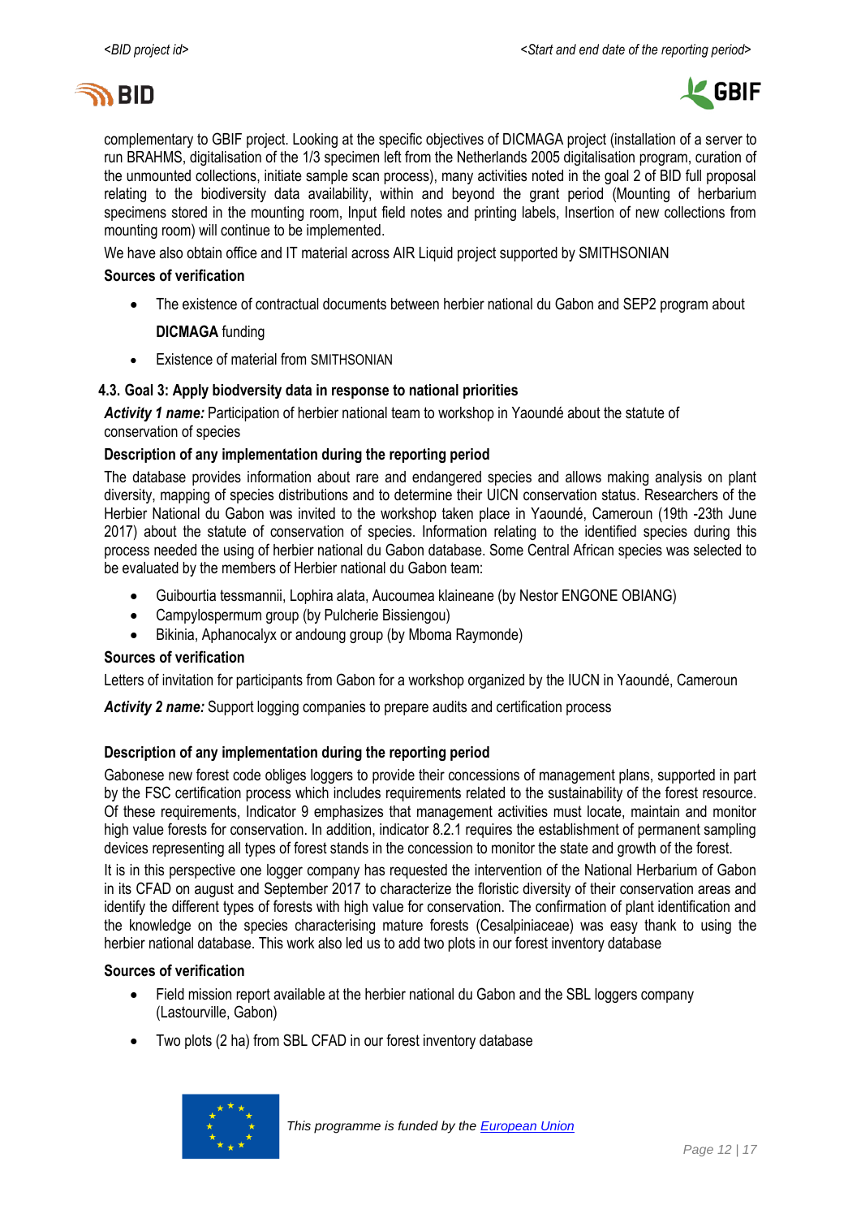complementary to GBIF project. Looking at the specific objectives of DICMAGA project (installation of a server to run BRAHMS, digitalisation of the 1/3 specimen left from the Netherlands 2005 digitalisation program, curation of the unmounted collections, initiate sample scan process), many activities noted in the goal 2 of BID full proposal relating to the biodiversity data availability, within and beyond the grant period (Mounting of herbarium specimens stored in the mounting room, Input field notes and printing labels, Insertion of new collections from mounting room) will continue to be implemented.

We have also obtain office and IT material across AIR Liquid project supported by SMITHSONIAN

**Sources of verification**

- The existence of contractual documents between herbier national du Gabon and SEP2 program about **DICMAGA** funding
- Existence of material from SMITHSONIAN

### 4.3. Goal 3: Apply biodversity data in response to national priorities

***Activity 1 name:*** Participation of herbier national team to workshop in Yaoundé about the statute of conservation of species

**Description of any implementation during the reporting period**

The database provides information about rare and endangered species and allows making analysis on plant diversity, mapping of species distributions and to determine their UICN conservation status. Researchers of the Herbier National du Gabon was invited to the workshop taken place in Yaoundé, Cameroun (19th -23th June 2017) about the statute of conservation of species. Information relating to the identified species during this process needed the using of herbier national du Gabon database. Some Central African species was selected to be evaluated by the members of Herbier national du Gabon team:

- Guibourtia tessmannii, Lophira alata, Aucoumea klaineane (by Nestor ENGONE OBIANG)
- Campylospermum group (by Pulcherie Bissiengou)
- Bikinia, Aphanocalyx or andoung group (by Mboma Raymonde)

**Sources of verification**

Letters of invitation for participants from Gabon for a workshop organized by the IUCN in Yaoundé, Cameroun

***Activity 2 name:*** Support logging companies to prepare audits and certification process

**Description of any implementation during the reporting period**

Gabonese new forest code obliges loggers to provide their concessions of management plans, supported in part by the FSC certification process which includes requirements related to the sustainability of the forest resource. Of these requirements, Indicator 9 emphasizes that management activities must locate, maintain and monitor high value forests for conservation. In addition, indicator 8.2.1 requires the establishment of permanent sampling devices representing all types of forest stands in the concession to monitor the state and growth of the forest.

It is in this perspective one logger company has requested the intervention of the National Herbarium of Gabon in its CFAD on august and September 2017 to characterize the floristic diversity of their conservation areas and identify the different types of forests with high value for conservation. The confirmation of plant identification and the knowledge on the species characterising mature forests (Cesalpiniaceae) was easy thank to using the herbier national database. This work also led us to add two plots in our forest inventory database

**Sources of verification**

- Field mission report available at the herbier national du Gabon and the SBL loggers company (Lastourville, Gabon)
- Two plots (2 ha) from SBL CFAD in our forest inventory database

This programme is funded by the European Union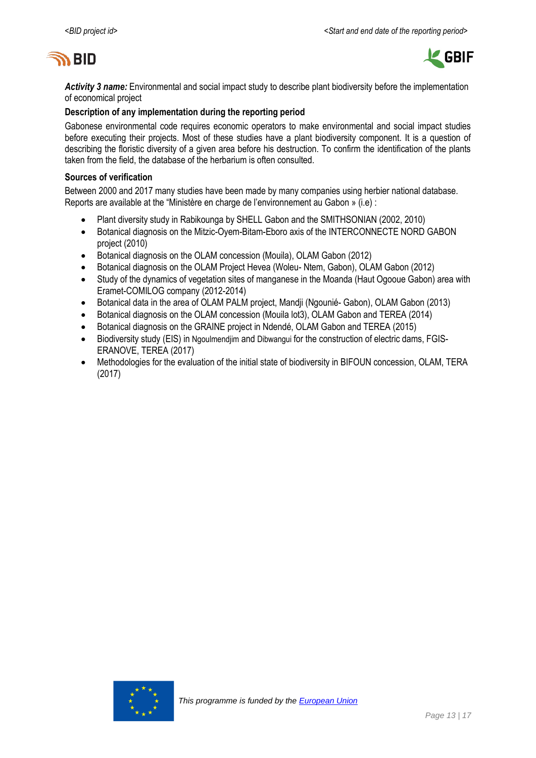***Activity 3 name:*** Environmental and social impact study to describe plant biodiversity before the implementation of economical project

**Description of any implementation during the reporting period**

Gabonese environmental code requires economic operators to make environmental and social impact studies before executing their projects. Most of these studies have a plant biodiversity component. It is a question of describing the floristic diversity of a given area before his destruction. To confirm the identification of the plants taken from the field, the database of the herbarium is often consulted.

**Sources of verification**

Between 2000 and 2017 many studies have been made by many companies using herbier national database. Reports are available at the "Ministère en charge de l'environnement au Gabon » (i.e) :

- Plant diversity study in Rabikounga by SHELL Gabon and the SMITHSONIAN (2002, 2010)
- Botanical diagnosis on the Mitzic-Oyem-Bitam-Eboro axis of the INTERCONNECTE NORD GABON project (2010)
- Botanical diagnosis on the OLAM concession (Mouila), OLAM Gabon (2012)
- Botanical diagnosis on the OLAM Project Hevea (Woleu- Ntem, Gabon), OLAM Gabon (2012)
- Study of the dynamics of vegetation sites of manganese in the Moanda (Haut Ogooue Gabon) area with Eramet-COMILOG company (2012-2014)
- Botanical data in the area of OLAM PALM project, Mandji (Ngounié- Gabon), OLAM Gabon (2013)
- Botanical diagnosis on the OLAM concession (Mouila lot3), OLAM Gabon and TEREA (2014)
- Botanical diagnosis on the GRAINE project in Ndendé, OLAM Gabon and TEREA (2015)
- Biodiversity study (EIS) in Ngoulmendjim and Dibwangui for the construction of electric dams, FGIS-ERANOVE, TEREA (2017)
- Methodologies for the evaluation of the initial state of biodiversity in BIFOUN concession, OLAM, TERA (2017)

This programme is funded by the European Union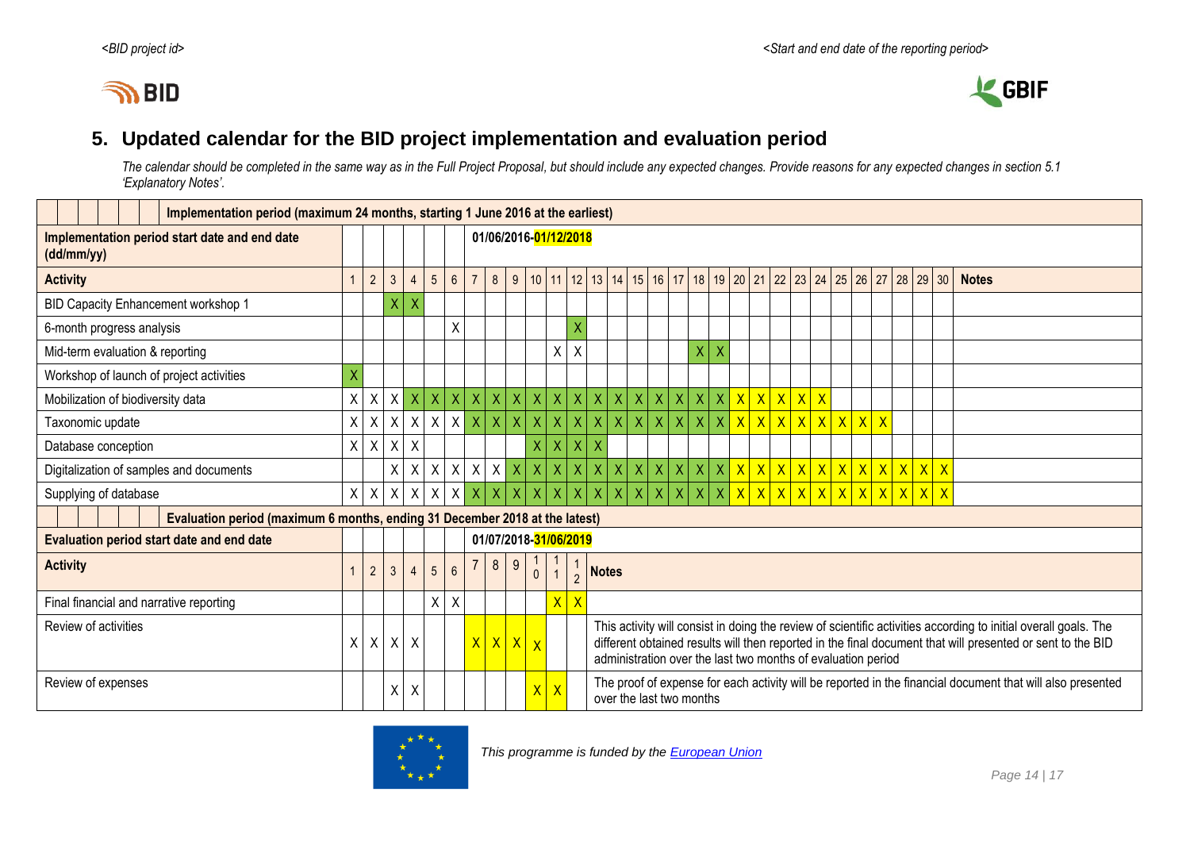## 5. Updated calendar for the BID project implementation and evaluation period

*The calendar should be completed in the same way as in the Full Project Proposal, but should include any expected changes. Provide reasons for any expected changes in section 5.1 'Explanatory Notes'.*

**Implementation period (maximum 24 months, starting 1 June 2016 at the earliest)**

| **Implementation period start date and end date (dd/mm/yy)** | 01/06/2016-01/12/2018 | | | | | | | | | | | | | | | | | | | | | | | | | | | | | | |
|---|---|---|---|---|---|---|---|---|---|---|---|---|---|---|---|---|---|---|---|---|---|---|---|---|---|---|---|---|---|---|---|
| **Activity** | 1 | 2 | 3 | 4 | 5 | 6 | 7 | 8 | 9 | 10 | 11 | 12 | 13 | 14 | 15 | 16 | 17 | 18 | 19 | 20 | 21 | 22 | 23 | 24 | 25 | 26 | 27 | 28 | 29 | 30 | **Notes** |
| BID Capacity Enhancement workshop 1 | | | X | X | | | | | | | | | | | | | | | | | | | | | | | | | | | |
| 6-month progress analysis | | | | | | X | | | | | | X | | | | | | | | | | | | | | | | | | | |
| Mid-term evaluation & reporting | | | | | | | | | | | X | X | | | | | | X | X | | | | | | | | | | | | |
| Workshop of launch of project activities | X | | | | | | | | | | | | | | | | | | | | | | | | | | | | | | |
| Mobilization of biodiversity data | X | X | X | X | X | X | X | X | X | X | X | X | X | X | X | X | X | X | X | X | X | X | X | X | | | | | | | |
| Taxonomic update | X | X | X | X | X | X | X | X | X | X | X | X | X | X | X | X | X | X | X | X | X | X | X | X | X | X | X | | | | |
| Database conception | X | X | X | X | | | | | | X | X | X | X | | | | | | | | | | | | | | | | | | |
| Digitalization of samples and documents | | | X | X | X | X | X | X | X | X | X | X | X | X | X | X | X | X | X | X | X | X | X | X | X | X | X | X | X | X | |
| Supplying of database | X | X | X | X | X | X | X | X | X | X | X | X | X | X | X | X | X | X | X | X | X | X | X | X | X | X | X | X | X | X | |

**Evaluation period (maximum 6 months, ending 31 December 2018 at the latest)**

| **Evaluation period start date and end date** | 01/07/2018-31/06/2019 | | | | | | | | | | | | |
|---|---|---|---|---|---|---|---|---|---|---|---|---|---|
| **Activity** | 1 | 2 | 3 | 4 | 5 | 6 | 7 | 8 | 9 | 10 | 11 | 12 | **Notes** |
| Final financial and narrative reporting | | | | | X | X | | | | | X | X | |
| Review of activities | X | X | X | X | | | X | X | X | X | | | This activity will consist in doing the review of scientific activities according to initial overall goals. The different obtained results will then reported in the final document that will presented or sent to the BID administration over the last two months of evaluation period |
| Review of expenses | | | X | X | | | | | | X | X | | The proof of expense for each activity will be reported in the financial document that will also presented over the last two months |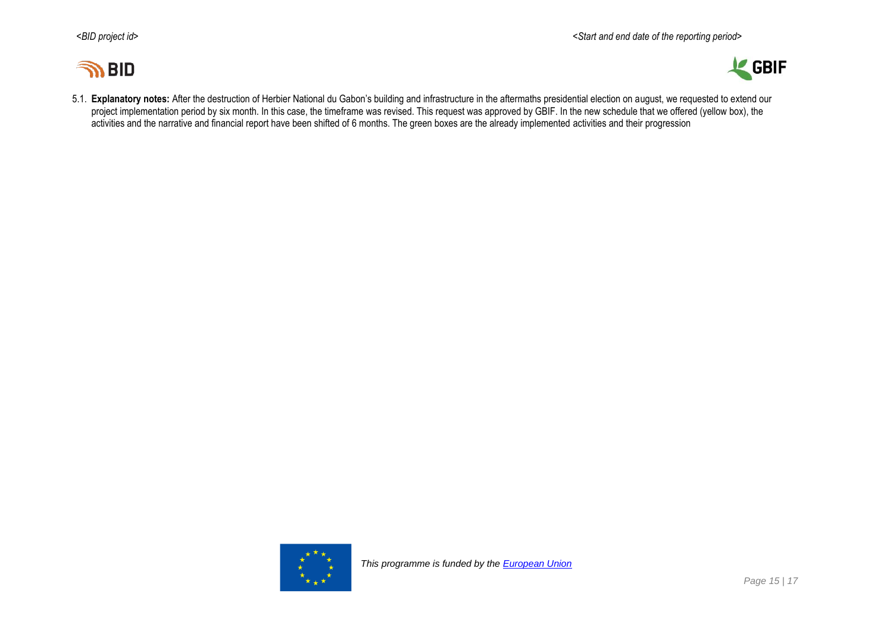5.1. **Explanatory notes:** After the destruction of Herbier National du Gabon's building and infrastructure in the aftermaths presidential election on august, we requested to extend our project implementation period by six month. In this case, the timeframe was revised. This request was approved by GBIF. In the new schedule that we offered (yellow box), the activities and the narrative and financial report have been shifted of 6 months. The green boxes are the already implemented activities and their progression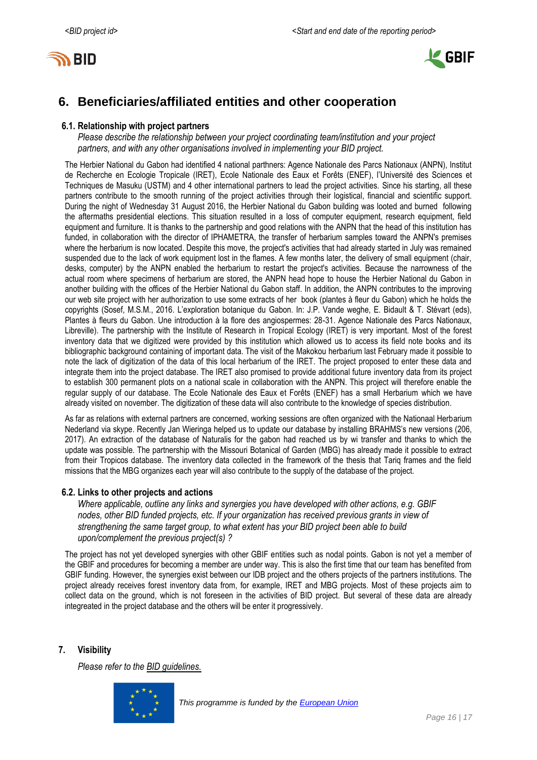## 6. Beneficiaries/affiliated entities and other cooperation

### 6.1. Relationship with project partners

*Please describe the relationship between your project coordinating team/institution and your project partners, and with any other organisations involved in implementing your BID project.*

The Herbier National du Gabon had identified 4 national parthners: Agence Nationale des Parcs Nationaux (ANPN), Institut de Recherche en Ecologie Tropicale (IRET), Ecole Nationale des Eaux et Forêts (ENEF), l'Université des Sciences et Techniques de Masuku (USTM) and 4 other international partners to lead the project activities. Since his starting, all these partners contribute to the smooth running of the project activities through their logistical, financial and scientific support. During the night of Wednesday 31 August 2016, the Herbier National du Gabon building was looted and burned following the aftermaths presidential elections. This situation resulted in a loss of computer equipment, research equipment, field equipment and furniture. It is thanks to the partnership and good relations with the ANPN that the head of this institution has funded, in collaboration with the director of IPHAMETRA, the transfer of herbarium samples toward the ANPN's premises where the herbarium is now located. Despite this move, the project's activities that had already started in July was remained suspended due to the lack of work equipment lost in the flames. A few months later, the delivery of small equipment (chair, desks, computer) by the ANPN enabled the herbarium to restart the project's activities. Because the narrowness of the actual room where specimens of herbarium are stored, the ANPN head hope to house the Herbier National du Gabon in another building with the offices of the Herbier National du Gabon staff. In addition, the ANPN contributes to the improving our web site project with her authorization to use some extracts of her book (plantes à fleur du Gabon) which he holds the copyrights (Sosef, M.S.M., 2016. L'exploration botanique du Gabon. In: J.P. Vande weghe, E. Bidault & T. Stévart (eds), Plantes à fleurs du Gabon. Une introduction à la flore des angiospermes: 28-31. Agence Nationale des Parcs Nationaux, Libreville). The partnership with the Institute of Research in Tropical Ecology (IRET) is very important. Most of the forest inventory data that we digitized were provided by this institution which allowed us to access its field note books and its bibliographic background containing of important data. The visit of the Makokou herbarium last February made it possible to note the lack of digitization of the data of this local herbarium of the IRET. The project proposed to enter these data and integrate them into the project database. The IRET also promised to provide additional future inventory data from its project to establish 300 permanent plots on a national scale in collaboration with the ANPN. This project will therefore enable the regular supply of our database. The Ecole Nationale des Eaux et Forêts (ENEF) has a small Herbarium which we have already visited on november. The digitization of these data will also contribute to the knowledge of species distribution.

As far as relations with external partners are concerned, working sessions are often organized with the Nationaal Herbarium Nederland via skype. Recently Jan Wieringa helped us to update our database by installing BRAHMS's new versions (206, 2017). An extraction of the database of Naturalis for the gabon had reached us by wi transfer and thanks to which the update was possible. The partnership with the Missouri Botanical of Garden (MBG) has already made it possible to extract from their Tropicos database. The inventory data collected in the framework of the thesis that Tariq frames and the field missions that the MBG organizes each year will also contribute to the supply of the database of the project.

### 6.2. Links to other projects and actions

*Where applicable, outline any links and synergies you have developed with other actions, e.g. GBIF nodes, other BID funded projects, etc. If your organization has received previous grants in view of strengthening the same target group, to what extent has your BID project been able to build upon/complement the previous project(s) ?*

The project has not yet developed synergies with other GBIF entities such as nodal points. Gabon is not yet a member of the GBIF and procedures for becoming a member are under way. This is also the first time that our team has benefited from GBIF funding. However, the synergies exist between our IDB project and the others projects of the partners institutions. The project already receives forest inventory data from, for example, IRET and MBG projects. Most of these projects aim to collect data on the ground, which is not foreseen in the activities of BID project. But several of these data are already integreated in the project database and the others will be enter it progressively.

## 7. Visibility

*Please refer to the BID guidelines.*

*This programme is funded by the European Union*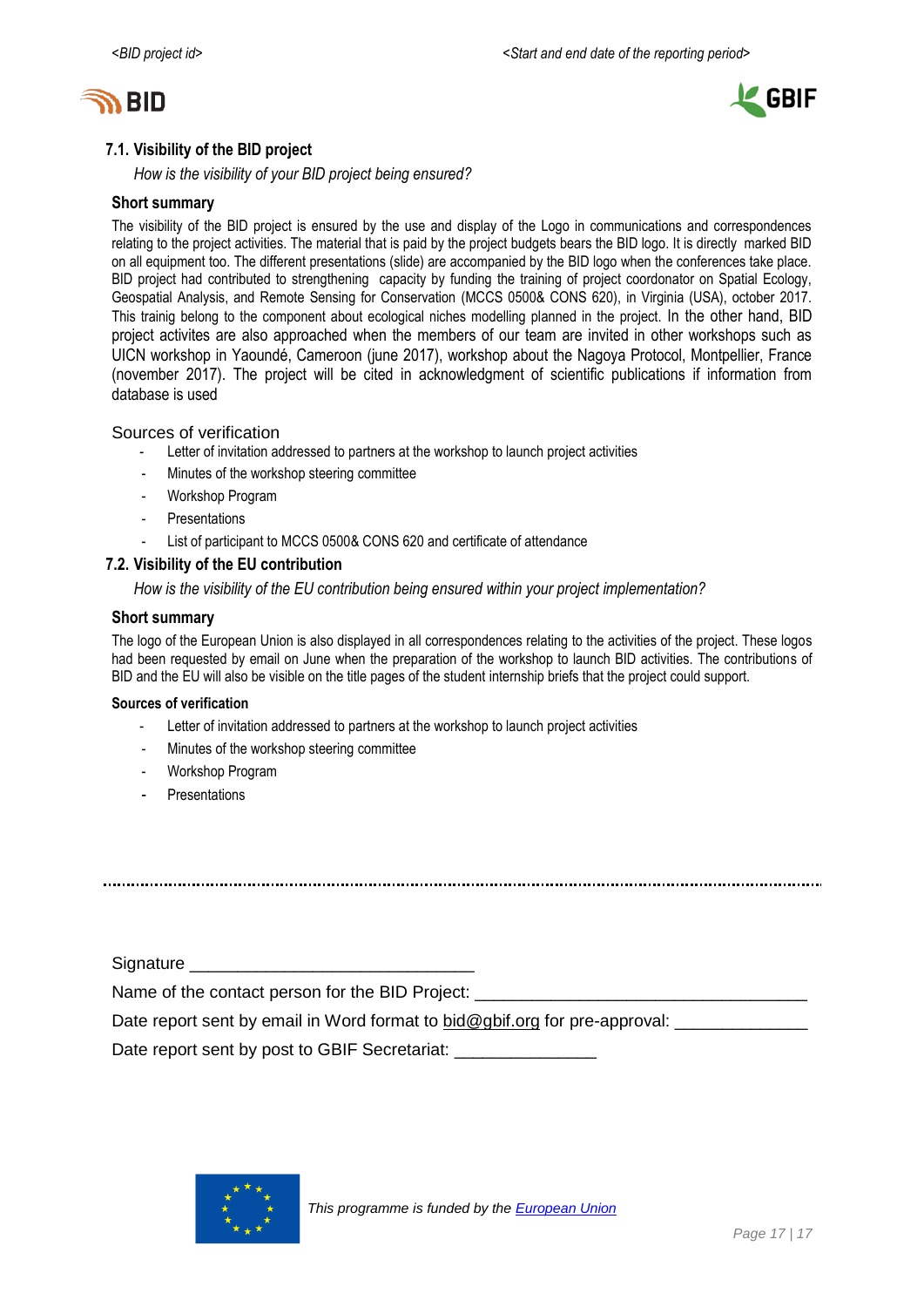### 7.1. Visibility of the BID project

*How is the visibility of your BID project being ensured?*

**Short summary**

The visibility of the BID project is ensured by the use and display of the Logo in communications and correspondences relating to the project activities. The material that is paid by the project budgets bears the BID logo. It is directly marked BID on all equipment too. The different presentations (slide) are accompanied by the BID logo when the conferences take place. BID project had contributed to strengthening capacity by funding the training of project coordonator on Spatial Ecology, Geospatial Analysis, and Remote Sensing for Conservation (MCCS 0500& CONS 620), in Virginia (USA), october 2017. This trainig belong to the component about ecological niches modelling planned in the project. In the other hand, BID project activites are also approached when the members of our team are invited in other workshops such as UICN workshop in Yaoundé, Cameroon (june 2017), workshop about the Nagoya Protocol, Montpellier, France (november 2017). The project will be cited in acknowledgment of scientific publications if information from database is used

Sources of verification

- Letter of invitation addressed to partners at the workshop to launch project activities
- Minutes of the workshop steering committee
- Workshop Program
- Presentations
- List of participant to MCCS 0500& CONS 620 and certificate of attendance

### 7.2. Visibility of the EU contribution

*How is the visibility of the EU contribution being ensured within your project implementation?*

**Short summary**

The logo of the European Union is also displayed in all correspondences relating to the activities of the project. These logos had been requested by email on June when the preparation of the workshop to launch BID activities. The contributions of BID and the EU will also be visible on the title pages of the student internship briefs that the project could support.

**Sources of verification**

- Letter of invitation addressed to partners at the workshop to launch project activities
- Minutes of the workshop steering committee
- Workshop Program
- Presentations

---

Signature ____________________________

Name of the contact person for the BID Project: ________________________________

Date report sent by email in Word format to bid@gbif.org for pre-approval: _____________

Date report sent by post to GBIF Secretariat: ______________

*This programme is funded by the European Union*